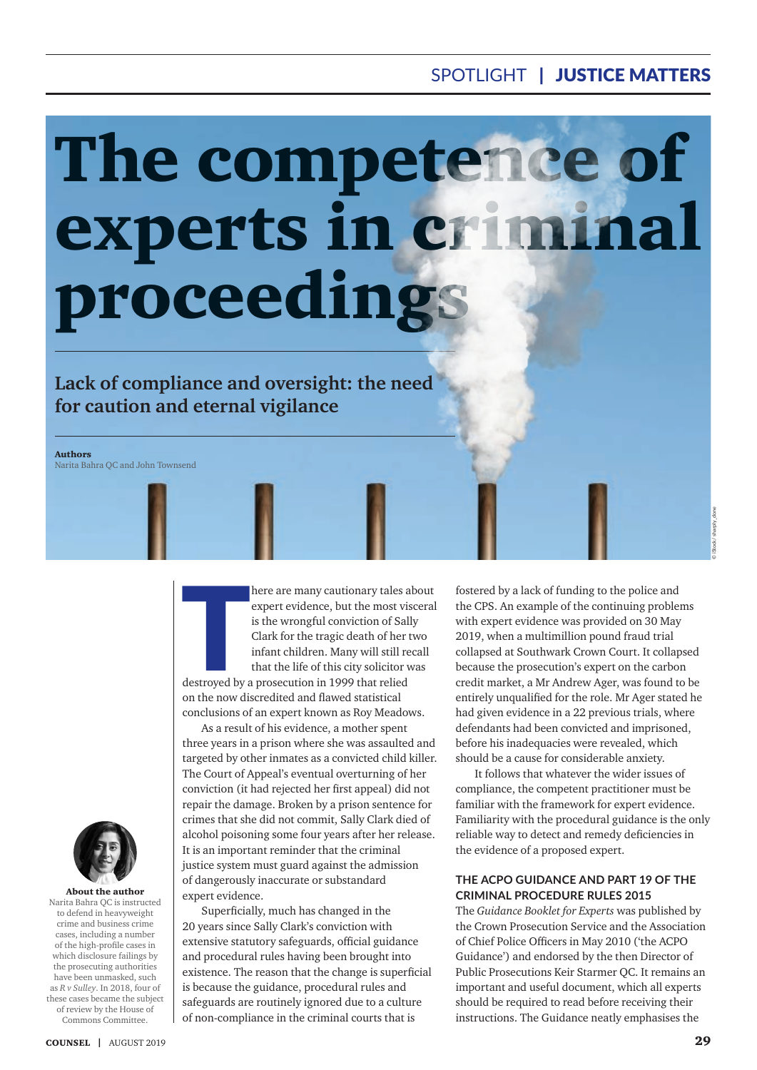# The competence of experts in criminal proceedings

## Lack of compliance and oversight: the need for caution and eternal vigilance

**Authors**
Narita Bahra QC and John Townsend

There are many cautionary tales about expert evidence, but the most visceral is the wrongful conviction of Sally Clark for the tragic death of her two infant children. Many will still recall that the life of this city solicitor was destroyed by a prosecution in 1999 that relied on the now discredited and flawed statistical conclusions of an expert known as Roy Meadows.

As a result of his evidence, a mother spent three years in a prison where she was assaulted and targeted by other inmates as a convicted child killer. The Court of Appeal's eventual overturning of her conviction (it had rejected her first appeal) did not repair the damage. Broken by a prison sentence for crimes that she did not commit, Sally Clark died of alcohol poisoning some four years after her release. It is an important reminder that the criminal justice system must guard against the admission of dangerously inaccurate or substandard expert evidence.

Superficially, much has changed in the 20 years since Sally Clark's conviction with extensive statutory safeguards, official guidance and procedural rules having been brought into existence. The reason that the change is superficial is because the guidance, procedural rules and safeguards are routinely ignored due to a culture of non-compliance in the criminal courts that is fostered by a lack of funding to the police and the CPS. An example of the continuing problems with expert evidence was provided on 30 May 2019, when a multimillion pound fraud trial collapsed at Southwark Crown Court. It collapsed because the prosecution's expert on the carbon credit market, a Mr Andrew Ager, was found to be entirely unqualified for the role. Mr Ager stated he had given evidence in a 22 previous trials, where defendants had been convicted and imprisoned, before his inadequacies were revealed, which should be a cause for considerable anxiety.

It follows that whatever the wider issues of compliance, the competent practitioner must be familiar with the framework for expert evidence. Familiarity with the procedural guidance is the only reliable way to detect and remedy deficiencies in the evidence of a proposed expert.

### THE ACPO GUIDANCE AND PART 19 OF THE CRIMINAL PROCEDURE RULES 2015

The *Guidance Booklet for Experts* was published by the Crown Prosecution Service and the Association of Chief Police Officers in May 2010 ('the ACPO Guidance') and endorsed by the then Director of Public Prosecutions Keir Starmer QC. It remains an important and useful document, which all experts should be required to read before receiving their instructions. The Guidance neatly emphasises the

**About the author**
Narita Bahra QC is instructed to defend in heavyweight crime and business crime cases, including a number of the high-profile cases in which disclosure failings by the prosecuting authorities have been unmasked, such as *R v Sulley*. In 2018, four of these cases became the subject of review by the House of Commons Committee.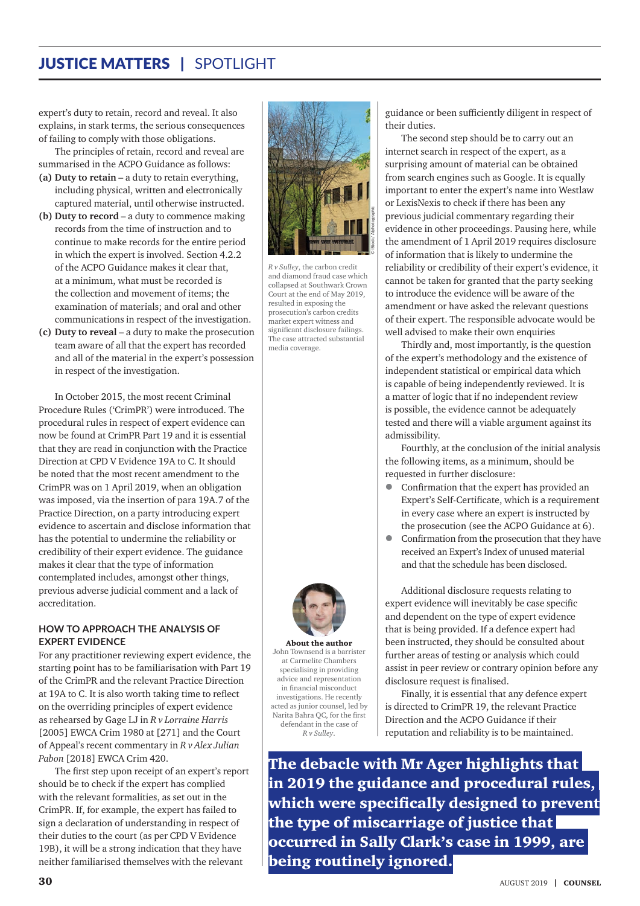expert's duty to retain, record and reveal. It also explains, in stark terms, the serious consequences of failing to comply with those obligations.

The principles of retain, record and reveal are summarised in the ACPO Guidance as follows:

**(a) Duty to retain** – a duty to retain everything, including physical, written and electronically captured material, until otherwise instructed.

**(b) Duty to record** – a duty to commence making records from the time of instruction and to continue to make records for the entire period in which the expert is involved. Section 4.2.2 of the ACPO Guidance makes it clear that, at a minimum, what must be recorded is the collection and movement of items; the examination of materials; and oral and other communications in respect of the investigation.

**(c) Duty to reveal** – a duty to make the prosecution team aware of all that the expert has recorded and all of the material in the expert's possession in respect of the investigation.

In October 2015, the most recent Criminal Procedure Rules ('CrimPR') were introduced. The procedural rules in respect of expert evidence can now be found at CrimPR Part 19 and it is essential that they are read in conjunction with the Practice Direction at CPD V Evidence 19A to C. It should be noted that the most recent amendment to the CrimPR was on 1 April 2019, when an obligation was imposed, via the insertion of para 19A.7 of the Practice Direction, on a party introducing expert evidence to ascertain and disclose information that has the potential to undermine the reliability or credibility of their expert evidence. The guidance makes it clear that the type of information contemplated includes, amongst other things, previous adverse judicial comment and a lack of accreditation.

### HOW TO APPROACH THE ANALYSIS OF EXPERT EVIDENCE

For any practitioner reviewing expert evidence, the starting point has to be familiarisation with Part 19 of the CrimPR and the relevant Practice Direction at 19A to C. It is also worth taking time to reflect on the overriding principles of expert evidence as rehearsed by Gage LJ in *R v Lorraine Harris* [2005] EWCA Crim 1980 at [271] and the Court of Appeal's recent commentary in *R v Alex Julian Pabon* [2018] EWCA Crim 420.

The first step upon receipt of an expert's report should be to check if the expert has complied with the relevant formalities, as set out in the CrimPR. If, for example, the expert has failed to sign a declaration of understanding in respect of their duties to the court (as per CPD V Evidence 19B), it will be a strong indication that they have neither familiarised themselves with the relevant guidance or been sufficiently diligent in respect of their duties.

The second step should be to carry out an internet search in respect of the expert, as a surprising amount of material can be obtained from search engines such as Google. It is equally important to enter the expert's name into Westlaw or LexisNexis to check if there has been any previous judicial commentary regarding their evidence in other proceedings. Pausing here, while the amendment of 1 April 2019 requires disclosure of information that is likely to undermine the reliability or credibility of their expert's evidence, it cannot be taken for granted that the party seeking to introduce the evidence will be aware of the amendment or have asked the relevant questions of their expert. The responsible advocate would be well advised to make their own enquiries

Thirdly and, most importantly, is the question of the expert's methodology and the existence of independent statistical or empirical data which is capable of being independently reviewed. It is a matter of logic that if no independent review is possible, the evidence cannot be adequately tested and there will a viable argument against its admissibility.

Fourthly, at the conclusion of the initial analysis the following items, as a minimum, should be requested in further disclosure:

- Confirmation that the expert has provided an Expert's Self-Certificate, which is a requirement in every case where an expert is instructed by the prosecution (see the ACPO Guidance at 6).
- Confirmation from the prosecution that they have received an Expert's Index of unused material and that the schedule has been disclosed.

Additional disclosure requests relating to expert evidence will inevitably be case specific and dependent on the type of expert evidence that is being provided. If a defence expert had been instructed, they should be consulted about further areas of testing or analysis which could assist in peer review or contrary opinion before any disclosure request is finalised.

Finally, it is essential that any defence expert is directed to CrimPR 19, the relevant Practice Direction and the ACPO Guidance if their reputation and reliability is to be maintained.

*R v Sulley*, the carbon credit and diamond fraud case which collapsed at Southwark Crown Court at the end of May 2019, resulted in exposing the prosecution's carbon credits market expert witness and significant disclosure failings. The case attracted substantial media coverage.

**About the author**
John Townsend is a barrister at Carmelite Chambers specialising in providing advice and representation in financial misconduct investigations. He recently acted as junior counsel, led by Narita Bahra QC, for the first defendant in the case of *R v Sulley*.

**The debacle with Mr Ager highlights that in 2019 the guidance and procedural rules, which were specifically designed to prevent the type of miscarriage of justice that occurred in Sally Clark's case in 1999, are being routinely ignored.**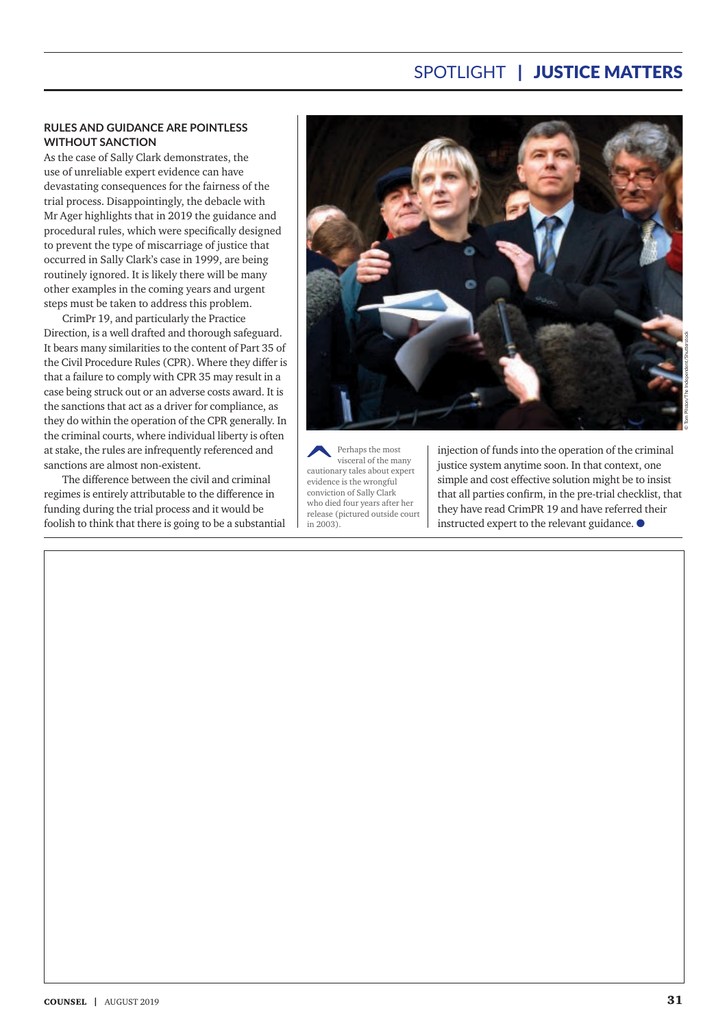### RULES AND GUIDANCE ARE POINTLESS WITHOUT SANCTION

As the case of Sally Clark demonstrates, the use of unreliable expert evidence can have devastating consequences for the fairness of the trial process. Disappointingly, the debacle with Mr Ager highlights that in 2019 the guidance and procedural rules, which were specifically designed to prevent the type of miscarriage of justice that occurred in Sally Clark's case in 1999, are being routinely ignored. It is likely there will be many other examples in the coming years and urgent steps must be taken to address this problem.

CrimPr 19, and particularly the Practice Direction, is a well drafted and thorough safeguard. It bears many similarities to the content of Part 35 of the Civil Procedure Rules (CPR). Where they differ is that a failure to comply with CPR 35 may result in a case being struck out or an adverse costs award. It is the sanctions that act as a driver for compliance, as they do within the operation of the CPR generally. In the criminal courts, where individual liberty is often at stake, the rules are infrequently referenced and sanctions are almost non-existent.

The difference between the civil and criminal regimes is entirely attributable to the difference in funding during the trial process and it would be foolish to think that there is going to be a substantial injection of funds into the operation of the criminal justice system anytime soon. In that context, one simple and cost effective solution might be to insist that all parties confirm, in the pre-trial checklist, that they have read CrimPR 19 and have referred their instructed expert to the relevant guidance. ●

Perhaps the most visceral of the many cautionary tales about expert evidence is the wrongful conviction of Sally Clark who died four years after her release (pictured outside court in 2003).

© Tom Pilston/The Independent/Shutterstock